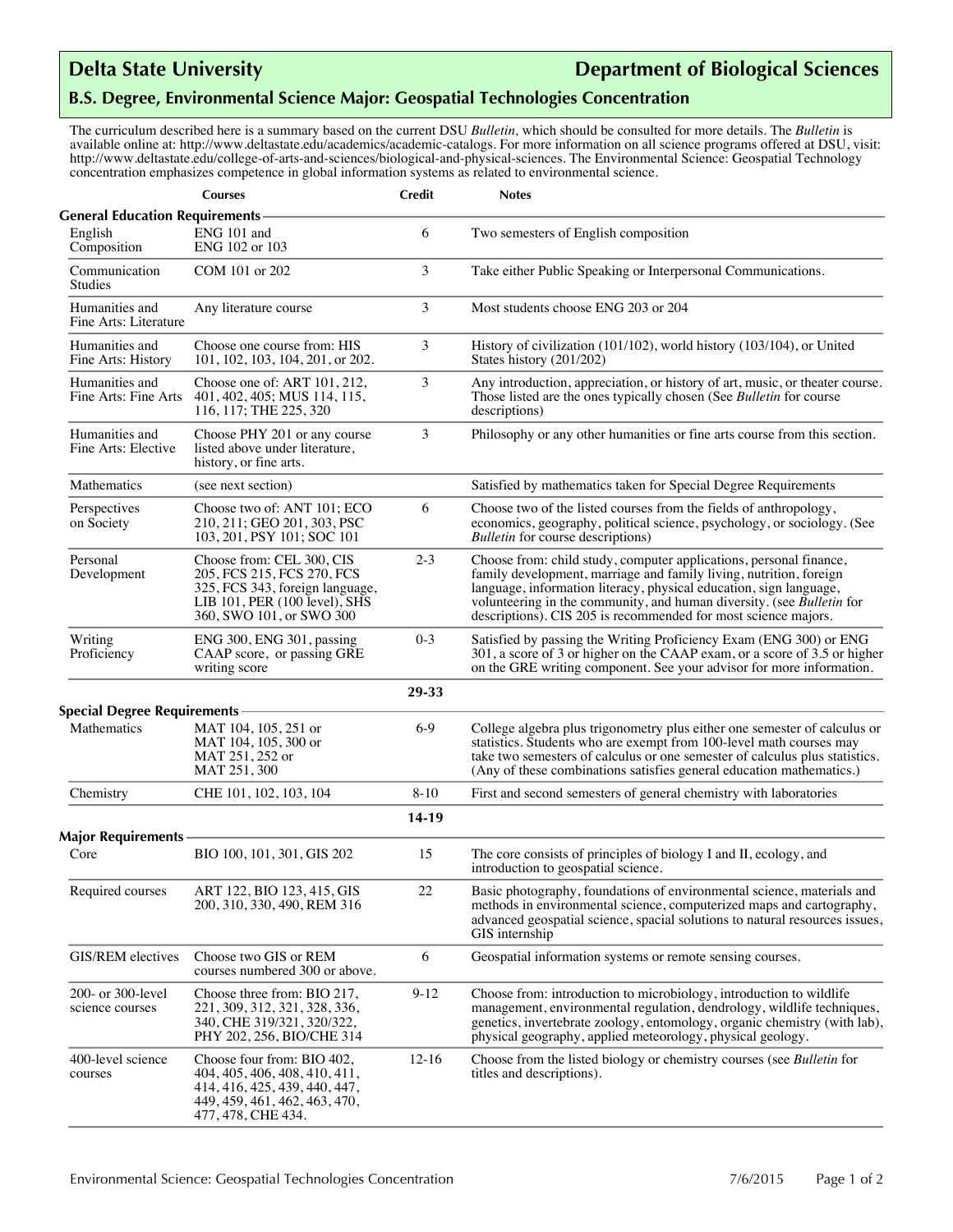# Delta State University — Department of Biological Sciences

## B.S. Degree, Environmental Science Major: Geospatial Technologies Concentration

The curriculum described here is a summary based on the current DSU *Bulletin,* which should be consulted for more details. The *Bulletin* is available online at: http://www.deltastate.edu/academics/academic-catalogs. For more information on all science programs offered at DSU, visit: http://www.deltastate.edu/college-of-arts-and-sciences/biological-and-physical-sciences. The Environmental Science: Geospatial Technology concentration emphasizes competence in global information systems as related to environmental science.

| | Courses | Credit | Notes |
|---|---|---|---|
| **General Education Requirements** | | | |
| English Composition | ENG 101 and ENG 102 or 103 | 6 | Two semesters of English composition |
| Communication Studies | COM 101 or 202 | 3 | Take either Public Speaking or Interpersonal Communications. |
| Humanities and Fine Arts: Literature | Any literature course | 3 | Most students choose ENG 203 or 204 |
| Humanities and Fine Arts: History | Choose one course from: HIS 101, 102, 103, 104, 201, or 202. | 3 | History of civilization (101/102), world history (103/104), or United States history (201/202) |
| Humanities and Fine Arts: Fine Arts | Choose one of: ART 101, 212, 401, 402, 405; MUS 114, 115, 116, 117; THE 225, 320 | 3 | Any introduction, appreciation, or history of art, music, or theater course. Those listed are the ones typically chosen (See *Bulletin* for course descriptions) |
| Humanities and Fine Arts: Elective | Choose PHY 201 or any course listed above under literature, history, or fine arts. | 3 | Philosophy or any other humanities or fine arts course from this section. |
| Mathematics | (see next section) | | Satisfied by mathematics taken for Special Degree Requirements |
| Perspectives on Society | Choose two of: ANT 101; ECO 210, 211; GEO 201, 303, PSC 103, 201, PSY 101; SOC 101 | 6 | Choose two of the listed courses from the fields of anthropology, economics, geography, political science, psychology, or sociology. (See *Bulletin* for course descriptions) |
| Personal Development | Choose from: CEL 300, CIS 205, FCS 215, FCS 270, FCS 325, FCS 343, foreign language, LIB 101, PER (100 level), SHS 360, SWO 101, or SWO 300 | 2-3 | Choose from: child study, computer applications, personal finance, family development, marriage and family living, nutrition, foreign language, information literacy, physical education, sign language, volunteering in the community, and human diversity. (see *Bulletin* for descriptions). CIS 205 is recommended for most science majors. |
| Writing Proficiency | ENG 300, ENG 301, passing CAAP score, or passing GRE writing score | 0-3 | Satisfied by passing the Writing Proficiency Exam (ENG 300) or ENG 301, a score of 3 or higher on the CAAP exam, or a score of 3.5 or higher on the GRE writing component. See your advisor for more information. |
| | | **29-33** | |
| **Special Degree Requirements** | | | |
| Mathematics | MAT 104, 105, 251 or MAT 104, 105, 300 or MAT 251, 252 or MAT 251, 300 | 6-9 | College algebra plus trigonometry plus either one semester of calculus or statistics. Students who are exempt from 100-level math courses may take two semesters of calculus or one semester of calculus plus statistics. (Any of these combinations satisfies general education mathematics.) |
| Chemistry | CHE 101, 102, 103, 104 | 8-10 | First and second semesters of general chemistry with laboratories |
| | | **14-19** | |
| **Major Requirements** | | | |
| Core | BIO 100, 101, 301, GIS 202 | 15 | The core consists of principles of biology I and II, ecology, and introduction to geospatial science. |
| Required courses | ART 122, BIO 123, 415, GIS 200, 310, 330, 490, REM 316 | 22 | Basic photography, foundations of environmental science, materials and methods in environmental science, computerized maps and cartography, advanced geospatial science, spacial solutions to natural resources issues, GIS internship |
| GIS/REM electives | Choose two GIS or REM courses numbered 300 or above. | 6 | Geospatial information systems or remote sensing courses. |
| 200- or 300-level science courses | Choose three from: BIO 217, 221, 309, 312, 321, 328, 336, 340, CHE 319/321, 320/322, PHY 202, 256, BIO/CHE 314 | 9-12 | Choose from: introduction to microbiology, introduction to wildlife management, environmental regulation, dendrology, wildlife techniques, genetics, invertebrate zoology, entomology, organic chemistry (with lab), physical geography, applied meteorology, physical geology. |
| 400-level science courses | Choose four from: BIO 402, 404, 405, 406, 408, 410, 411, 414, 416, 425, 439, 440, 447, 449, 459, 461, 462, 463, 470, 477, 478, CHE 434. | 12-16 | Choose from the listed biology or chemistry courses (see *Bulletin* for titles and descriptions). |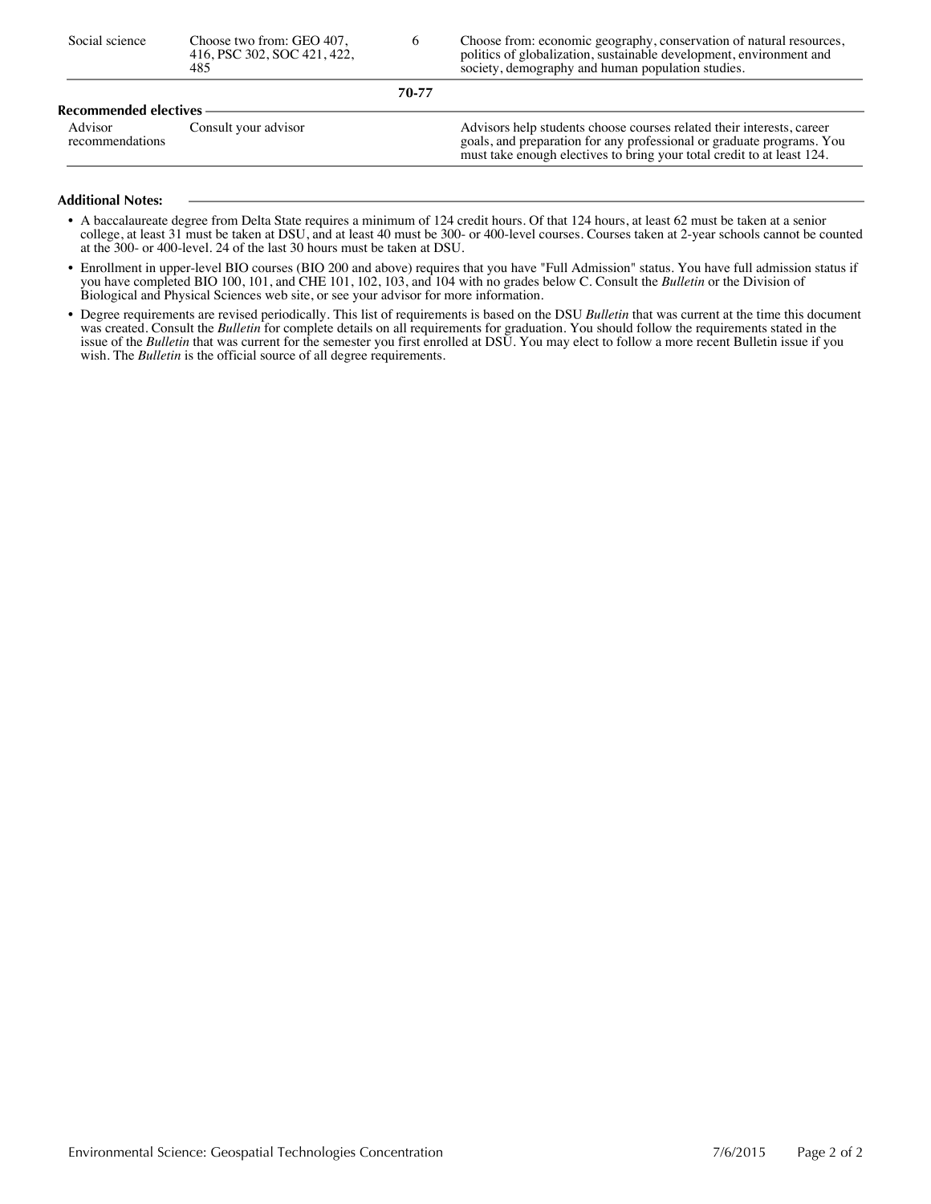| | | | |
|---|---|---|---|
| Social science | Choose two from: GEO 407, 416, PSC 302, SOC 421, 422, 485 | 6 | Choose from: economic geography, conservation of natural resources, politics of globalization, sustainable development, environment and society, demography and human population studies. |
| | | **70-77** | |

**Recommended electives**

| | | | |
|---|---|---|---|
| Advisor recommendations | Consult your advisor | | Advisors help students choose courses related their interests, career goals, and preparation for any professional or graduate programs. You must take enough electives to bring your total credit to at least 124. |

**Additional Notes:**

- A baccalaureate degree from Delta State requires a minimum of 124 credit hours. Of that 124 hours, at least 62 must be taken at a senior college, at least 31 must be taken at DSU, and at least 40 must be 300- or 400-level courses. Courses taken at 2-year schools cannot be counted at the 300- or 400-level. 24 of the last 30 hours must be taken at DSU.
- Enrollment in upper-level BIO courses (BIO 200 and above) requires that you have "Full Admission" status. You have full admission status if you have completed BIO 100, 101, and CHE 101, 102, 103, and 104 with no grades below C. Consult the *Bulletin* or the Division of Biological and Physical Sciences web site, or see your advisor for more information.
- Degree requirements are revised periodically. This list of requirements is based on the DSU *Bulletin* that was current at the time this document was created. Consult the *Bulletin* for complete details on all requirements for graduation. You should follow the requirements stated in the issue of the *Bulletin* that was current for the semester you first enrolled at DSU. You may elect to follow a more recent Bulletin issue if you wish. The *Bulletin* is the official source of all degree requirements.